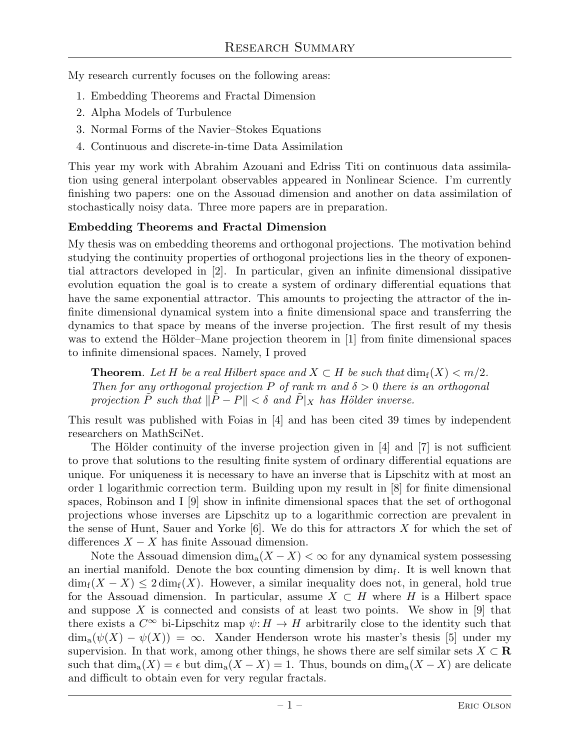# Research Summary

My research currently focuses on the following areas:

1. Embedding Theorems and Fractal Dimension
2. Alpha Models of Turbulence
3. Normal Forms of the Navier–Stokes Equations
4. Continuous and discrete-in-time Data Assimilation

This year my work with Abrahim Azouani and Edriss Titi on continuous data assimilation using general interpolant observables appeared in Nonlinear Science. I'm currently finishing two papers: one on the Assouad dimension and another on data assimilation of stochastically noisy data. Three more papers are in preparation.

**Embedding Theorems and Fractal Dimension**

My thesis was on embedding theorems and orthogonal projections. The motivation behind studying the continuity properties of orthogonal projections lies in the theory of exponential attractors developed in [2]. In particular, given an infinite dimensional dissipative evolution equation the goal is to create a system of ordinary differential equations that have the same exponential attractor. This amounts to projecting the attractor of the infinite dimensional dynamical system into a finite dimensional space and transferring the dynamics to that space by means of the inverse projection. The first result of my thesis was to extend the Hölder–Mane projection theorem in [1] from finite dimensional spaces to infinite dimensional spaces. Namely, I proved

> **Theorem**. *Let $H$ be a real Hilbert space and $X \subset H$ be such that $\dim_{\mathrm{f}}(X) < m/2$. Then for any orthogonal projection $P$ of rank $m$ and $\delta > 0$ there is an orthogonal projection $\tilde{P}$ such that $\|\tilde{P} - P\| < \delta$ and $\tilde{P}|_X$ has Hölder inverse.*

This result was published with Foias in [4] and has been cited 39 times by independent researchers on MathSciNet.

The Hölder continuity of the inverse projection given in [4] and [7] is not sufficient to prove that solutions to the resulting finite system of ordinary differential equations are unique. For uniqueness it is necessary to have an inverse that is Lipschitz with at most an order 1 logarithmic correction term. Building upon my result in [8] for finite dimensional spaces, Robinson and I [9] show in infinite dimensional spaces that the set of orthogonal projections whose inverses are Lipschitz up to a logarithmic correction are prevalent in the sense of Hunt, Sauer and Yorke [6]. We do this for attractors $X$ for which the set of differences $X - X$ has finite Assouad dimension.

Note the Assouad dimension $\dim_{\mathrm{a}}(X - X) < \infty$ for any dynamical system possessing an inertial manifold. Denote the box counting dimension by $\dim_{\mathrm{f}}$. It is well known that $\dim_{\mathrm{f}}(X - X) \leq 2\dim_{\mathrm{f}}(X)$. However, a similar inequality does not, in general, hold true for the Assouad dimension. In particular, assume $X \subset H$ where $H$ is a Hilbert space and suppose $X$ is connected and consists of at least two points. We show in [9] that there exists a $C^{\infty}$ bi-Lipschitz map $\psi\colon H \to H$ arbitrarily close to the identity such that $\dim_{\mathrm{a}}(\psi(X) - \psi(X)) = \infty$. Xander Henderson wrote his master's thesis [5] under my supervision. In that work, among other things, he shows there are self similar sets $X \subset \mathbf{R}$ such that $\dim_{\mathrm{a}}(X) = \epsilon$ but $\dim_{\mathrm{a}}(X - X) = 1$. Thus, bounds on $\dim_{\mathrm{a}}(X - X)$ are delicate and difficult to obtain even for very regular fractals.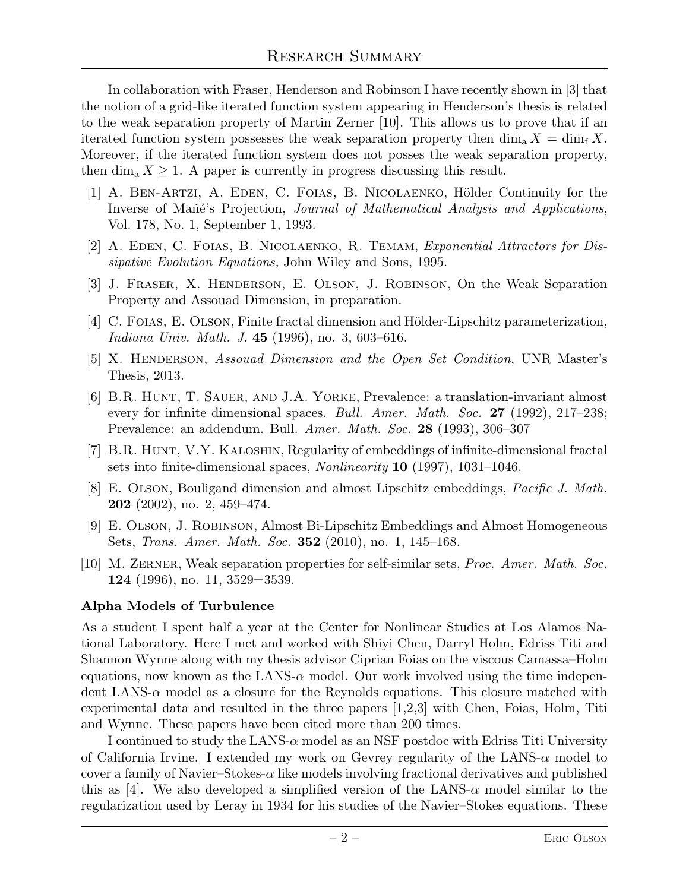In collaboration with Fraser, Henderson and Robinson I have recently shown in [3] that the notion of a grid-like iterated function system appearing in Henderson's thesis is related to the weak separation property of Martin Zerner [10]. This allows us to prove that if an iterated function system possesses the weak separation property then $\dim_{\mathrm{a}} X = \dim_{\mathrm{f}} X$. Moreover, if the iterated function system does not posses the weak separation property, then $\dim_{\mathrm{a}} X \geq 1$. A paper is currently in progress discussing this result.

[1] A. Ben-Artzi, A. Eden, C. Foias, B. Nicolaenko, Hölder Continuity for the Inverse of Mañé's Projection, *Journal of Mathematical Analysis and Applications*, Vol. 178, No. 1, September 1, 1993.

[2] A. Eden, C. Foias, B. Nicolaenko, R. Temam, *Exponential Attractors for Dissipative Evolution Equations,* John Wiley and Sons, 1995.

[3] J. Fraser, X. Henderson, E. Olson, J. Robinson, On the Weak Separation Property and Assouad Dimension, in preparation.

[4] C. Foias, E. Olson, Finite fractal dimension and Hölder-Lipschitz parameterization, *Indiana Univ. Math. J.* **45** (1996), no. 3, 603–616.

[5] X. Henderson, *Assouad Dimension and the Open Set Condition*, UNR Master's Thesis, 2013.

[6] B.R. Hunt, T. Sauer, and J.A. Yorke, Prevalence: a translation-invariant almost every for infinite dimensional spaces. *Bull. Amer. Math. Soc.* **27** (1992), 217–238; Prevalence: an addendum. Bull. *Amer. Math. Soc.* **28** (1993), 306–307

[7] B.R. Hunt, V.Y. Kaloshin, Regularity of embeddings of infinite-dimensional fractal sets into finite-dimensional spaces, *Nonlinearity* **10** (1997), 1031–1046.

[8] E. Olson, Bouligand dimension and almost Lipschitz embeddings, *Pacific J. Math.* **202** (2002), no. 2, 459–474.

[9] E. Olson, J. Robinson, Almost Bi-Lipschitz Embeddings and Almost Homogeneous Sets, *Trans. Amer. Math. Soc.* **352** (2010), no. 1, 145–168.

[10] M. Zerner, Weak separation properties for self-similar sets, *Proc. Amer. Math. Soc.* **124** (1996), no. 11, 3529=3539.

### Alpha Models of Turbulence

As a student I spent half a year at the Center for Nonlinear Studies at Los Alamos National Laboratory. Here I met and worked with Shiyi Chen, Darryl Holm, Edriss Titi and Shannon Wynne along with my thesis advisor Ciprian Foias on the viscous Camassa–Holm equations, now known as the LANS-$\alpha$ model. Our work involved using the time independent LANS-$\alpha$ model as a closure for the Reynolds equations. This closure matched with experimental data and resulted in the three papers [1,2,3] with Chen, Foias, Holm, Titi and Wynne. These papers have been cited more than 200 times.

I continued to study the LANS-$\alpha$ model as an NSF postdoc with Edriss Titi University of California Irvine. I extended my work on Gevrey regularity of the LANS-$\alpha$ model to cover a family of Navier–Stokes-$\alpha$ like models involving fractional derivatives and published this as [4]. We also developed a simplified version of the LANS-$\alpha$ model similar to the regularization used by Leray in 1934 for his studies of the Navier–Stokes equations. These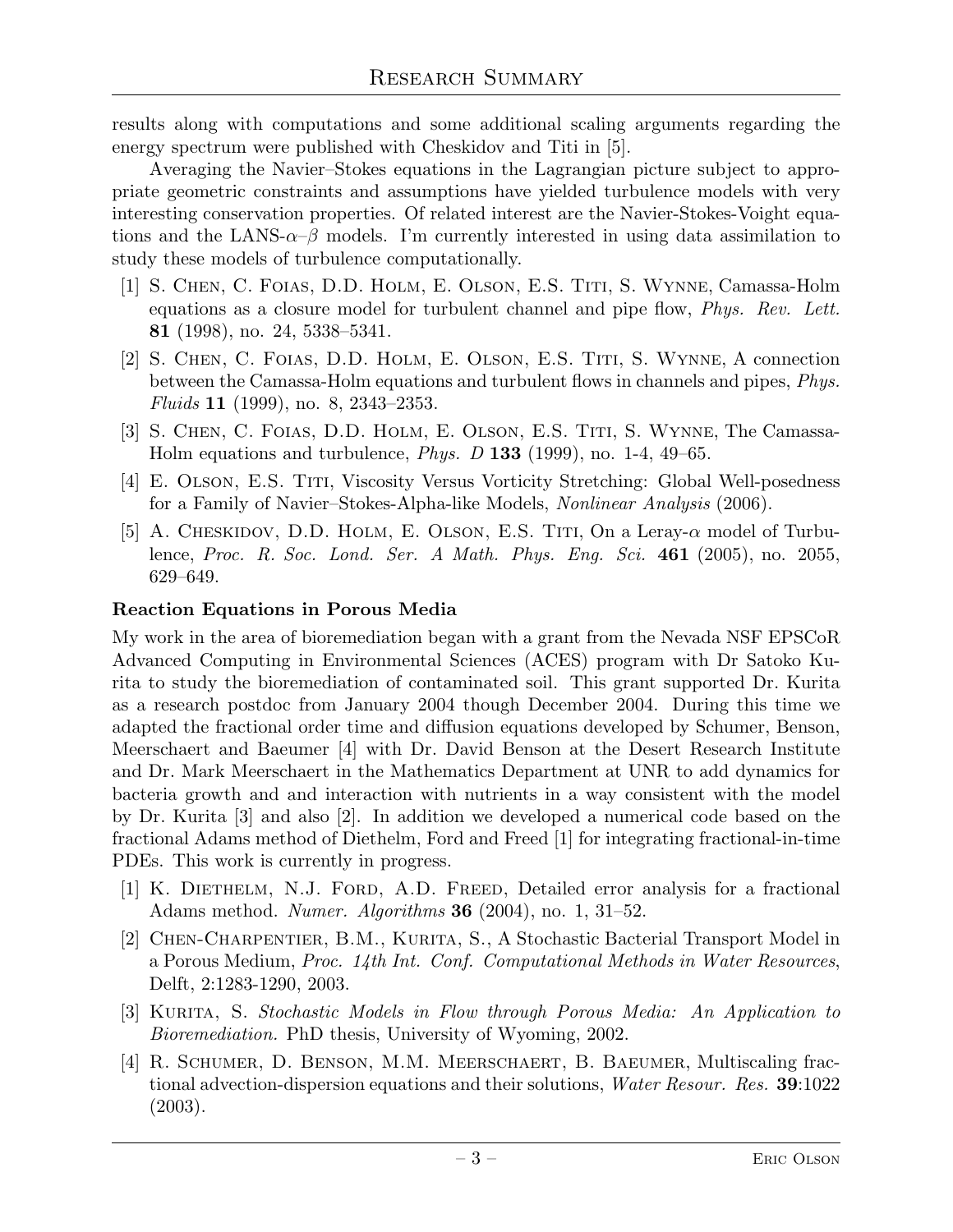results along with computations and some additional scaling arguments regarding the energy spectrum were published with Cheskidov and Titi in [5].

Averaging the Navier–Stokes equations in the Lagrangian picture subject to appropriate geometric constraints and assumptions have yielded turbulence models with very interesting conservation properties. Of related interest are the Navier-Stokes-Voight equations and the LANS-$\alpha$–$\beta$ models. I'm currently interested in using data assimilation to study these models of turbulence computationally.

[1] S. Chen, C. Foias, D.D. Holm, E. Olson, E.S. Titi, S. Wynne, Camassa-Holm equations as a closure model for turbulent channel and pipe flow, *Phys. Rev. Lett.* **81** (1998), no. 24, 5338–5341.

[2] S. Chen, C. Foias, D.D. Holm, E. Olson, E.S. Titi, S. Wynne, A connection between the Camassa-Holm equations and turbulent flows in channels and pipes, *Phys. Fluids* **11** (1999), no. 8, 2343–2353.

[3] S. Chen, C. Foias, D.D. Holm, E. Olson, E.S. Titi, S. Wynne, The Camassa-Holm equations and turbulence, *Phys. D* **133** (1999), no. 1-4, 49–65.

[4] E. Olson, E.S. Titi, Viscosity Versus Vorticity Stretching: Global Well-posedness for a Family of Navier–Stokes-Alpha-like Models, *Nonlinear Analysis* (2006).

[5] A. Cheskidov, D.D. Holm, E. Olson, E.S. Titi, On a Leray-$\alpha$ model of Turbulence, *Proc. R. Soc. Lond. Ser. A Math. Phys. Eng. Sci.* **461** (2005), no. 2055, 629–649.

### Reaction Equations in Porous Media

My work in the area of bioremediation began with a grant from the Nevada NSF EPSCoR Advanced Computing in Environmental Sciences (ACES) program with Dr Satoko Kurita to study the bioremediation of contaminated soil. This grant supported Dr. Kurita as a research postdoc from January 2004 though December 2004. During this time we adapted the fractional order time and diffusion equations developed by Schumer, Benson, Meerschaert and Baeumer [4] with Dr. David Benson at the Desert Research Institute and Dr. Mark Meerschaert in the Mathematics Department at UNR to add dynamics for bacteria growth and and interaction with nutrients in a way consistent with the model by Dr. Kurita [3] and also [2]. In addition we developed a numerical code based on the fractional Adams method of Diethelm, Ford and Freed [1] for integrating fractional-in-time PDEs. This work is currently in progress.

[1] K. Diethelm, N.J. Ford, A.D. Freed, Detailed error analysis for a fractional Adams method. *Numer. Algorithms* **36** (2004), no. 1, 31–52.

[2] Chen-Charpentier, B.M., Kurita, S., A Stochastic Bacterial Transport Model in a Porous Medium, *Proc. 14th Int. Conf. Computational Methods in Water Resources*, Delft, 2:1283-1290, 2003.

[3] Kurita, S. *Stochastic Models in Flow through Porous Media: An Application to Bioremediation.* PhD thesis, University of Wyoming, 2002.

[4] R. Schumer, D. Benson, M.M. Meerschaert, B. Baeumer, Multiscaling fractional advection-dispersion equations and their solutions, *Water Resour. Res.* **39**:1022 (2003).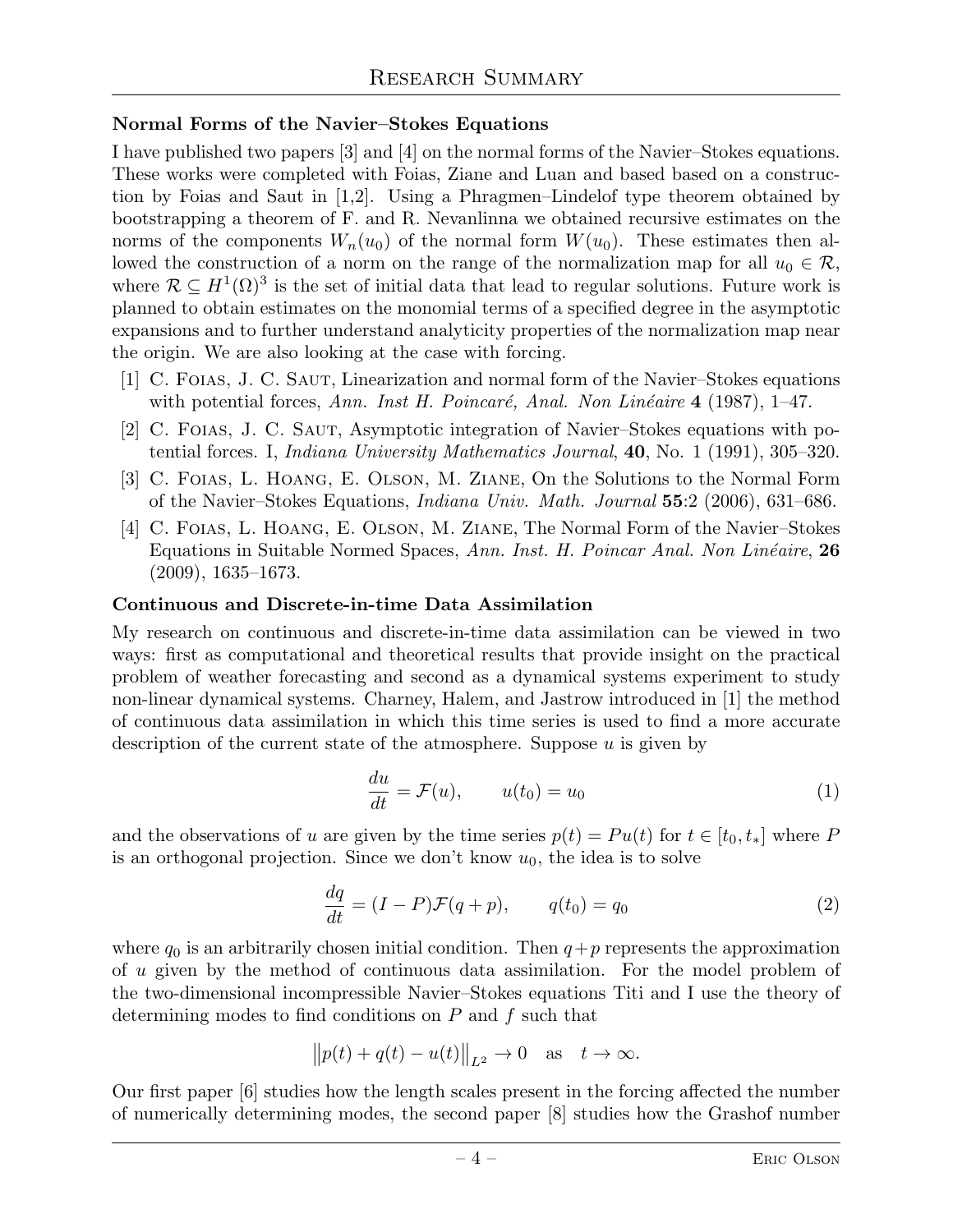## Normal Forms of the Navier–Stokes Equations

I have published two papers [3] and [4] on the normal forms of the Navier–Stokes equations. These works were completed with Foias, Ziane and Luan and based based on a construction by Foias and Saut in [1,2]. Using a Phragmen–Lindelof type theorem obtained by bootstrapping a theorem of F. and R. Nevanlinna we obtained recursive estimates on the norms of the components $W_n(u_0)$ of the normal form $W(u_0)$. These estimates then allowed the construction of a norm on the range of the normalization map for all $u_0 \in \mathcal{R}$, where $\mathcal{R} \subseteq H^1(\Omega)^3$ is the set of initial data that lead to regular solutions. Future work is planned to obtain estimates on the monomial terms of a specified degree in the asymptotic expansions and to further understand analyticity properties of the normalization map near the origin. We are also looking at the case with forcing.

[1] C. Foias, J. C. Saut, Linearization and normal form of the Navier–Stokes equations with potential forces, *Ann. Inst H. Poincaré, Anal. Non Linéaire* **4** (1987), 1–47.

[2] C. Foias, J. C. Saut, Asymptotic integration of Navier–Stokes equations with potential forces. I, *Indiana University Mathematics Journal*, **40**, No. 1 (1991), 305–320.

[3] C. Foias, L. Hoang, E. Olson, M. Ziane, On the Solutions to the Normal Form of the Navier–Stokes Equations, *Indiana Univ. Math. Journal* **55**:2 (2006), 631–686.

[4] C. Foias, L. Hoang, E. Olson, M. Ziane, The Normal Form of the Navier–Stokes Equations in Suitable Normed Spaces, *Ann. Inst. H. Poincar Anal. Non Linéaire*, **26** (2009), 1635–1673.

## Continuous and Discrete-in-time Data Assimilation

My research on continuous and discrete-in-time data assimilation can be viewed in two ways: first as computational and theoretical results that provide insight on the practical problem of weather forecasting and second as a dynamical systems experiment to study non-linear dynamical systems. Charney, Halem, and Jastrow introduced in [1] the method of continuous data assimilation in which this time series is used to find a more accurate description of the current state of the atmosphere. Suppose $u$ is given by

$$\frac{du}{dt} = \mathcal{F}(u), \qquad u(t_0) = u_0 \tag{1}$$

and the observations of $u$ are given by the time series $p(t) = Pu(t)$ for $t \in [t_0, t_*]$ where $P$ is an orthogonal projection. Since we don't know $u_0$, the idea is to solve

$$\frac{dq}{dt} = (I - P)\mathcal{F}(q + p), \qquad q(t_0) = q_0 \tag{2}$$

where $q_0$ is an arbitrarily chosen initial condition. Then $q+p$ represents the approximation of $u$ given by the method of continuous data assimilation. For the model problem of the two-dimensional incompressible Navier–Stokes equations Titi and I use the theory of determining modes to find conditions on $P$ and $f$ such that

$$\big\|p(t) + q(t) - u(t)\big\|_{L^2} \to 0 \quad \text{as} \quad t \to \infty.$$

Our first paper [6] studies how the length scales present in the forcing affected the number of numerically determining modes, the second paper [8] studies how the Grashof number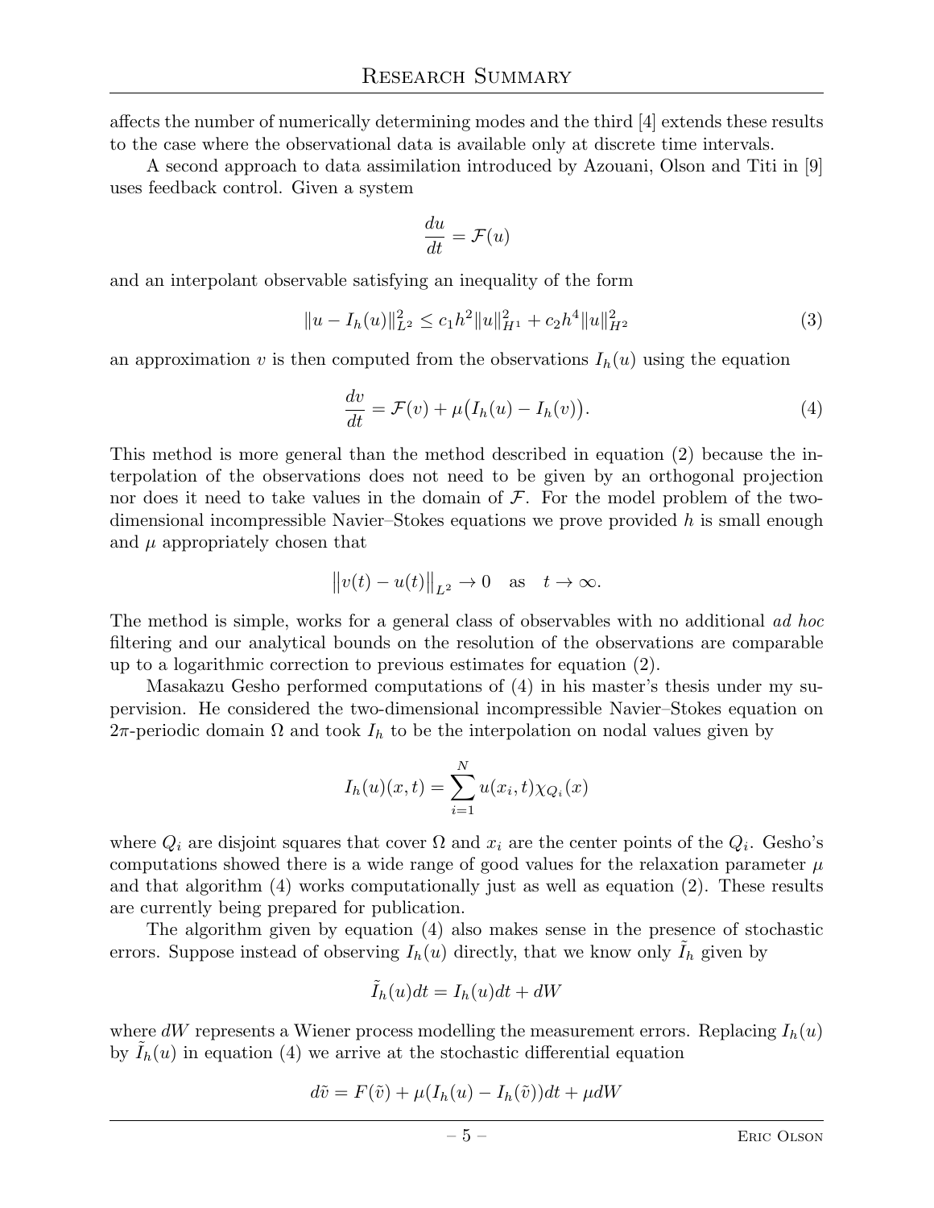affects the number of numerically determining modes and the third [4] extends these results to the case where the observational data is available only at discrete time intervals.

A second approach to data assimilation introduced by Azouani, Olson and Titi in [9] uses feedback control. Given a system

$$\frac{du}{dt} = \mathcal{F}(u)$$

and an interpolant observable satisfying an inequality of the form

$$\|u - I_h(u)\|_{L^2}^2 \le c_1 h^2 \|u\|_{H^1}^2 + c_2 h^4 \|u\|_{H^2}^2 \tag{3}$$

an approximation $v$ is then computed from the observations $I_h(u)$ using the equation

$$\frac{dv}{dt} = \mathcal{F}(v) + \mu\big(I_h(u) - I_h(v)\big). \tag{4}$$

This method is more general than the method described in equation (2) because the interpolation of the observations does not need to be given by an orthogonal projection nor does it need to take values in the domain of $\mathcal{F}$. For the model problem of the two-dimensional incompressible Navier–Stokes equations we prove provided $h$ is small enough and $\mu$ appropriately chosen that

$$\big\|v(t) - u(t)\big\|_{L^2} \to 0 \quad \text{as} \quad t \to \infty.$$

The method is simple, works for a general class of observables with no additional *ad hoc* filtering and our analytical bounds on the resolution of the observations are comparable up to a logarithmic correction to previous estimates for equation (2).

Masakazu Gesho performed computations of (4) in his master's thesis under my supervision. He considered the two-dimensional incompressible Navier–Stokes equation on $2\pi$-periodic domain $\Omega$ and took $I_h$ to be the interpolation on nodal values given by

$$I_h(u)(x,t) = \sum_{i=1}^{N} u(x_i, t)\chi_{Q_i}(x)$$

where $Q_i$ are disjoint squares that cover $\Omega$ and $x_i$ are the center points of the $Q_i$. Gesho's computations showed there is a wide range of good values for the relaxation parameter $\mu$ and that algorithm (4) works computationally just as well as equation (2). These results are currently being prepared for publication.

The algorithm given by equation (4) also makes sense in the presence of stochastic errors. Suppose instead of observing $I_h(u)$ directly, that we know only $\tilde{I}_h$ given by

$$\tilde{I}_h(u)dt = I_h(u)dt + dW$$

where $dW$ represents a Wiener process modelling the measurement errors. Replacing $I_h(u)$ by $\tilde{I}_h(u)$ in equation (4) we arrive at the stochastic differential equation

$$d\tilde{v} = F(\tilde{v}) + \mu(I_h(u) - I_h(\tilde{v}))dt + \mu dW$$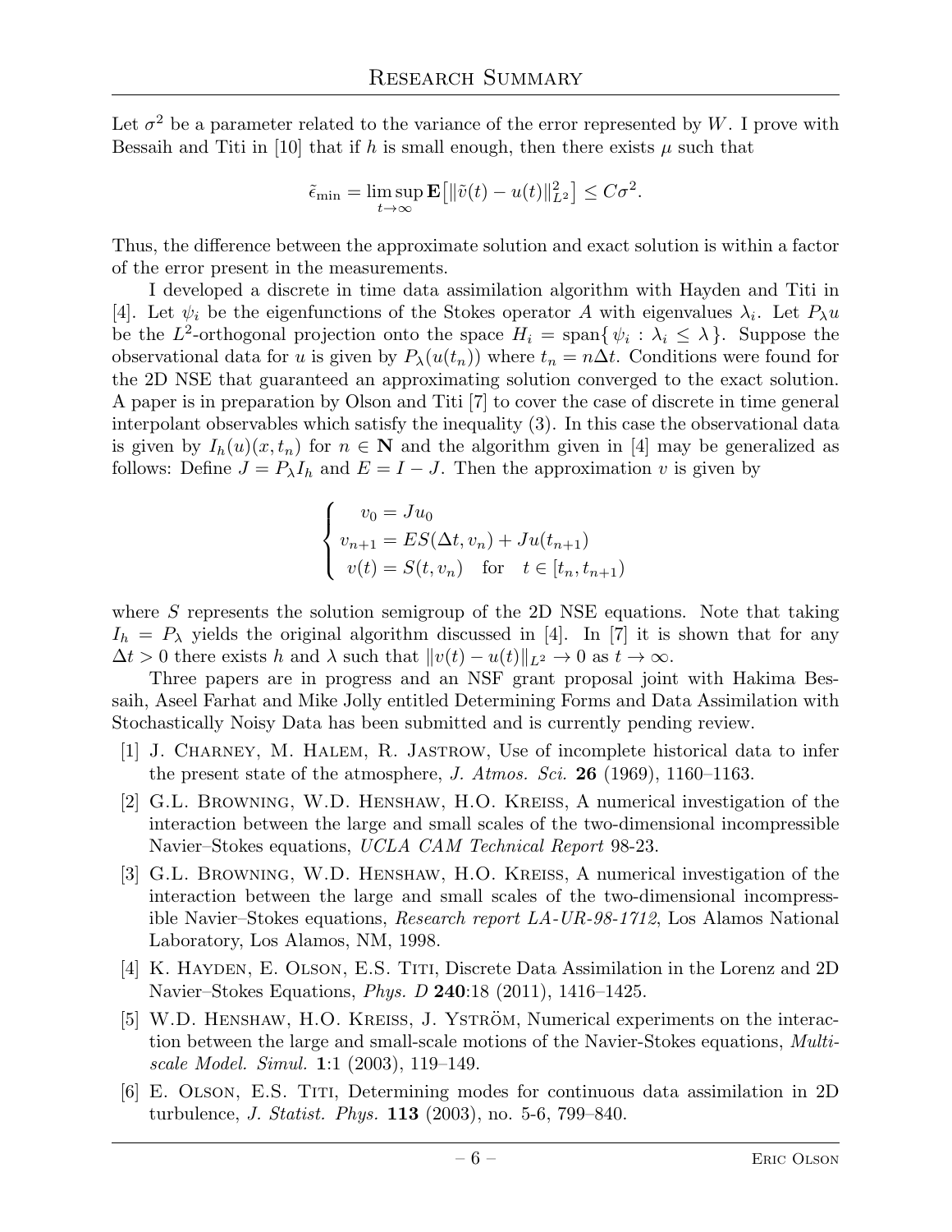Let $\sigma^2$ be a parameter related to the variance of the error represented by $W$. I prove with Bessaih and Titi in [10] that if $h$ is small enough, then there exists $\mu$ such that

$$\tilde{\epsilon}_{\min} = \limsup_{t\to\infty} \mathbf{E}\big[\|\tilde{v}(t) - u(t)\|_{L^2}^2\big] \le C\sigma^2.$$

Thus, the difference between the approximate solution and exact solution is within a factor of the error present in the measurements.

I developed a discrete in time data assimilation algorithm with Hayden and Titi in [4]. Let $\psi_i$ be the eigenfunctions of the Stokes operator $A$ with eigenvalues $\lambda_i$. Let $P_\lambda u$ be the $L^2$-orthogonal projection onto the space $H_i = \operatorname{span}\{\,\psi_i : \lambda_i \le \lambda\,\}$. Suppose the observational data for $u$ is given by $P_\lambda(u(t_n))$ where $t_n = n\Delta t$. Conditions were found for the 2D NSE that guaranteed an approximating solution converged to the exact solution. A paper is in preparation by Olson and Titi [7] to cover the case of discrete in time general interpolant observables which satisfy the inequality (3). In this case the observational data is given by $I_h(u)(x,t_n)$ for $n \in \mathbf{N}$ and the algorithm given in [4] may be generalized as follows: Define $J = P_\lambda I_h$ and $E = I - J$. Then the approximation $v$ is given by

$$\begin{cases} \quad v_0 = Ju_0 \\ v_{n+1} = ES(\Delta t, v_n) + Ju(t_{n+1}) \\ \;\; v(t) = S(t, v_n) \quad \text{for} \quad t \in [t_n, t_{n+1}) \end{cases}$$

where $S$ represents the solution semigroup of the 2D NSE equations. Note that taking $I_h = P_\lambda$ yields the original algorithm discussed in [4]. In [7] it is shown that for any $\Delta t > 0$ there exists $h$ and $\lambda$ such that $\|v(t) - u(t)\|_{L^2} \to 0$ as $t \to \infty$.

Three papers are in progress and an NSF grant proposal joint with Hakima Bessaih, Aseel Farhat and Mike Jolly entitled Determining Forms and Data Assimilation with Stochastically Noisy Data has been submitted and is currently pending review.

[1] J. Charney, M. Halem, R. Jastrow, Use of incomplete historical data to infer the present state of the atmosphere, *J. Atmos. Sci.* **26** (1969), 1160–1163.

[2] G.L. Browning, W.D. Henshaw, H.O. Kreiss, A numerical investigation of the interaction between the large and small scales of the two-dimensional incompressible Navier–Stokes equations, *UCLA CAM Technical Report* 98-23.

[3] G.L. Browning, W.D. Henshaw, H.O. Kreiss, A numerical investigation of the interaction between the large and small scales of the two-dimensional incompressible Navier–Stokes equations, *Research report LA-UR-98-1712*, Los Alamos National Laboratory, Los Alamos, NM, 1998.

[4] K. Hayden, E. Olson, E.S. Titi, Discrete Data Assimilation in the Lorenz and 2D Navier–Stokes Equations, *Phys. D* **240**:18 (2011), 1416–1425.

[5] W.D. Henshaw, H.O. Kreiss, J. Yström, Numerical experiments on the interaction between the large and small-scale motions of the Navier-Stokes equations, *Multiscale Model. Simul.* **1**:1 (2003), 119–149.

[6] E. Olson, E.S. Titi, Determining modes for continuous data assimilation in 2D turbulence, *J. Statist. Phys.* **113** (2003), no. 5-6, 799–840.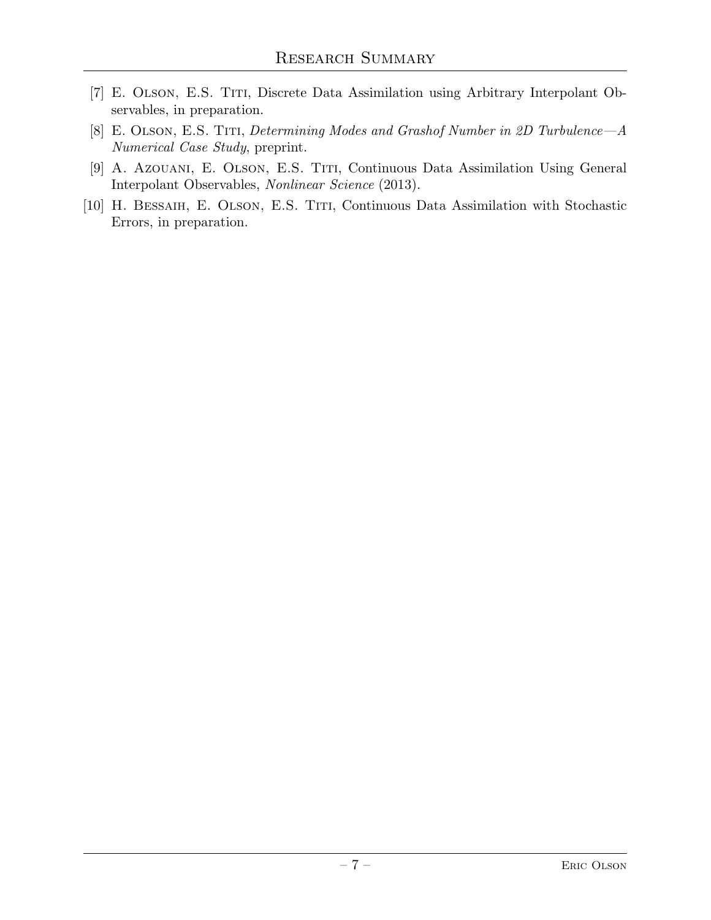[7] E. Olson, E.S. Titi, Discrete Data Assimilation using Arbitrary Interpolant Observables, in preparation.

[8] E. Olson, E.S. Titi, *Determining Modes and Grashof Number in 2D Turbulence—A Numerical Case Study*, preprint.

[9] A. Azouani, E. Olson, E.S. Titi, Continuous Data Assimilation Using General Interpolant Observables, *Nonlinear Science* (2013).

[10] H. Bessaih, E. Olson, E.S. Titi, Continuous Data Assimilation with Stochastic Errors, in preparation.